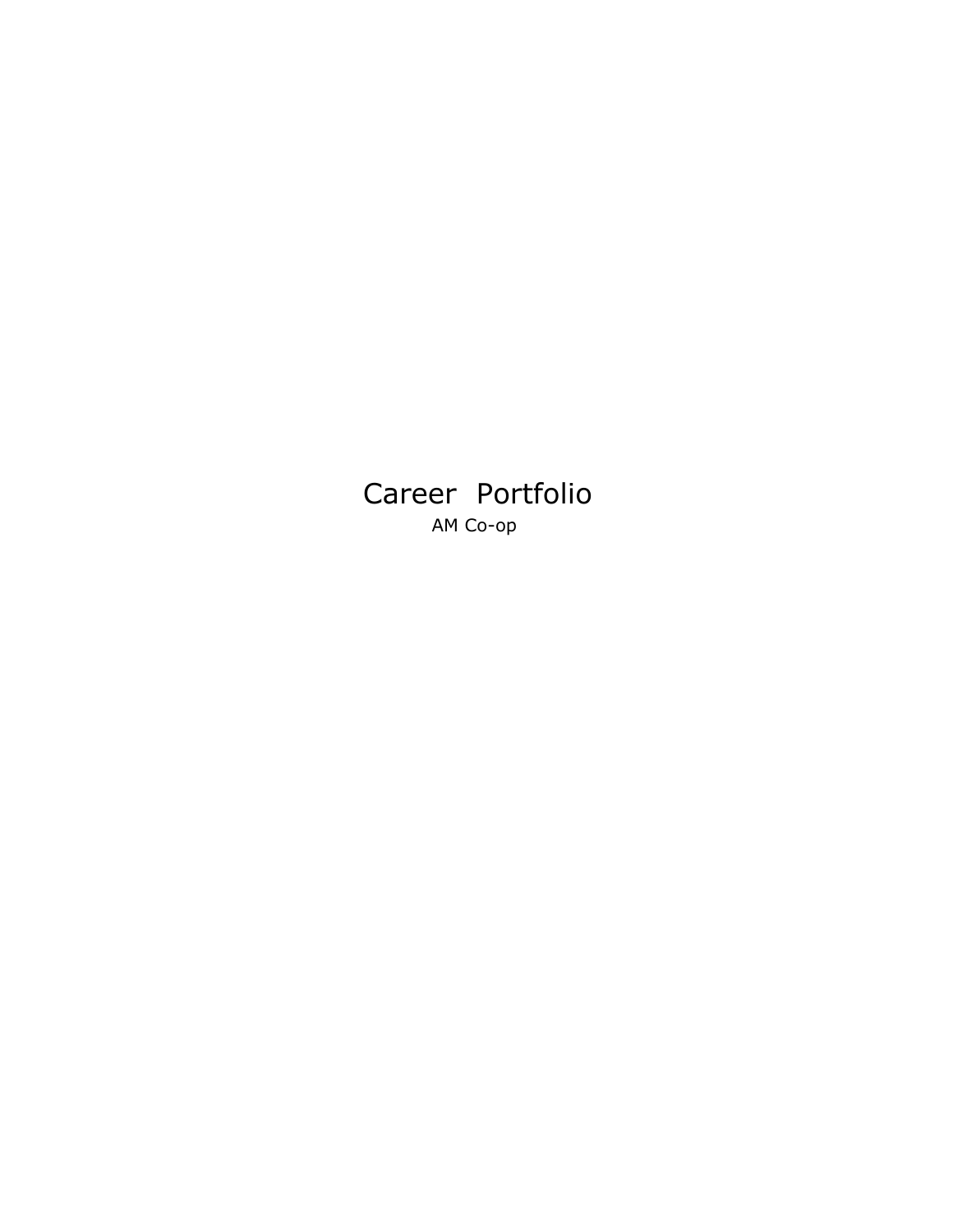# Career Portfolio

AM Co-op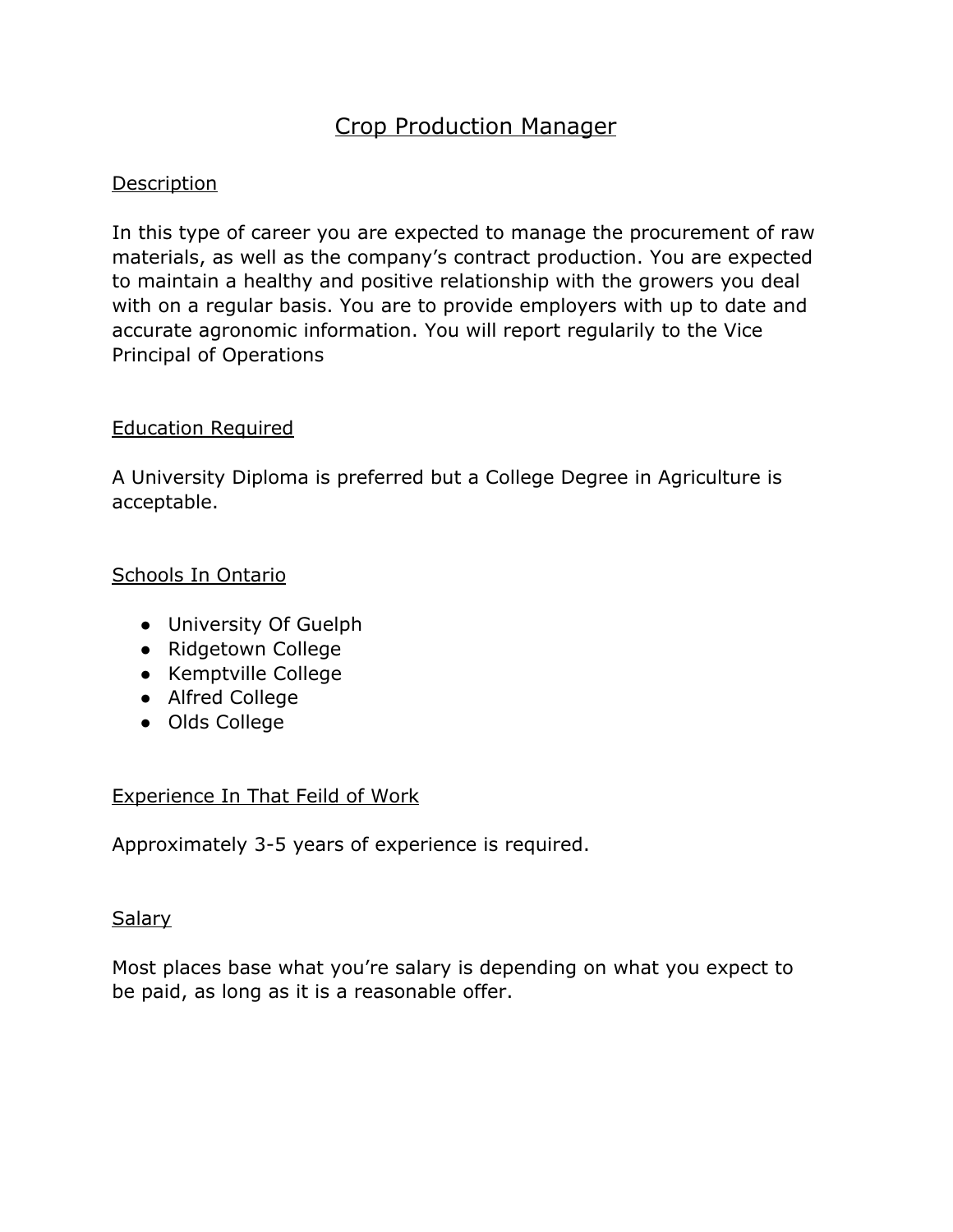# Crop Production Manager

## Description

In this type of career you are expected to manage the procurement of raw materials, as well as the company's contract production. You are expected to maintain a healthy and positive relationship with the growers you deal with on a regular basis. You are to provide employers with up to date and accurate agronomic information. You will report regularily to the Vice Principal of Operations

## Education Required

A University Diploma is preferred but a College Degree in Agriculture is acceptable.

## Schools In Ontario

- University Of Guelph
- Ridgetown College
- Kemptville College
- Alfred College
- Olds College

## Experience In That Feild of Work

Approximately 3-5 years of experience is required.

## Salary

Most places base what you're salary is depending on what you expect to be paid, as long as it is a reasonable offer.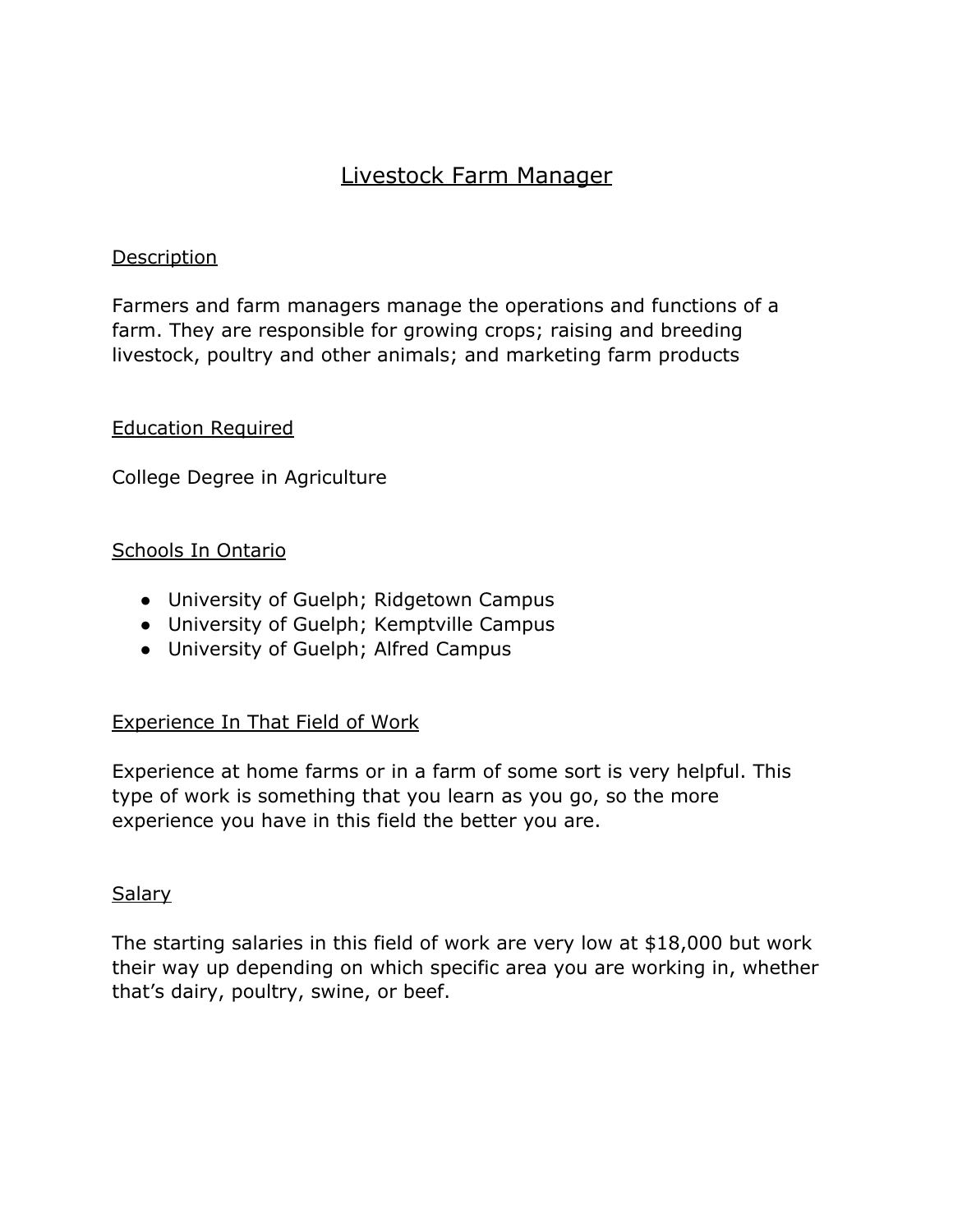# Livestock Farm Manager

## Description

Farmers and farm managers manage the operations and functions of a farm. They are responsible for growing crops; raising and breeding livestock, poultry and other animals; and marketing farm products

## Education Required

College Degree in Agriculture

## Schools In Ontario

- University of Guelph; Ridgetown Campus
- University of Guelph; Kemptville Campus
- University of Guelph; Alfred Campus

## Experience In That Field of Work

Experience at home farms or in a farm of some sort is very helpful. This type of work is something that you learn as you go, so the more experience you have in this field the better you are.

## Salary

The starting salaries in this field of work are very low at $18,000 but work their way up depending on which specific area you are working in, whether that's dairy, poultry, swine, or beef.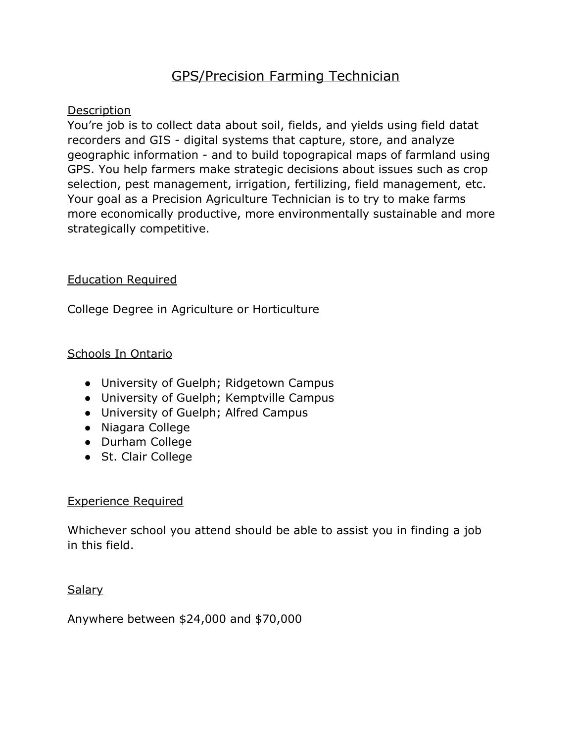# GPS/Precision Farming Technician

## Description

You're job is to collect data about soil, fields, and yields using field datat recorders and GIS - digital systems that capture, store, and analyze geographic information - and to build topograpical maps of farmland using GPS. You help farmers make strategic decisions about issues such as crop selection, pest management, irrigation, fertilizing, field management, etc. Your goal as a Precision Agriculture Technician is to try to make farms more economically productive, more environmentally sustainable and more strategically competitive.

## Education Required

College Degree in Agriculture or Horticulture

## Schools In Ontario

- University of Guelph; Ridgetown Campus
- University of Guelph; Kemptville Campus
- University of Guelph; Alfred Campus
- Niagara College
- Durham College
- St. Clair College

## Experience Required

Whichever school you attend should be able to assist you in finding a job in this field.

## Salary

Anywhere between $24,000 and $70,000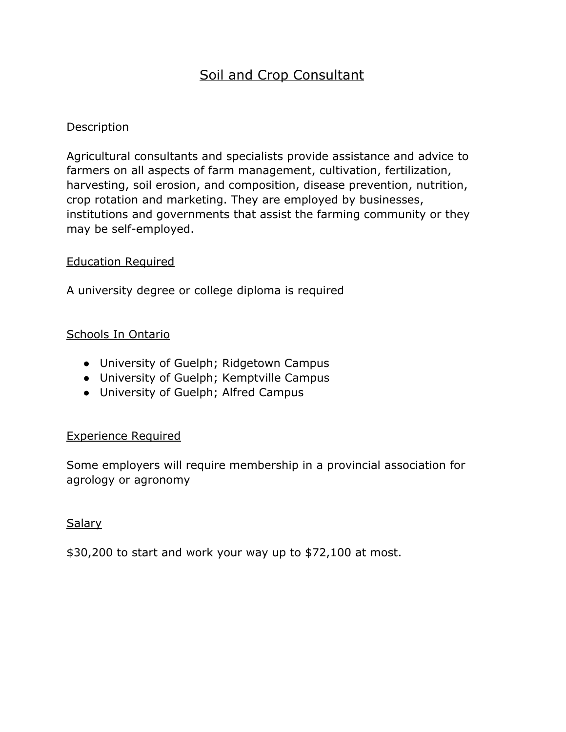# Soil and Crop Consultant

## Description

Agricultural consultants and specialists provide assistance and advice to farmers on all aspects of farm management, cultivation, fertilization, harvesting, soil erosion, and composition, disease prevention, nutrition, crop rotation and marketing. They are employed by businesses, institutions and governments that assist the farming community or they may be self-employed.

## Education Required

A university degree or college diploma is required

## Schools In Ontario

- University of Guelph; Ridgetown Campus
- University of Guelph; Kemptville Campus
- University of Guelph; Alfred Campus

## Experience Required

Some employers will require membership in a provincial association for agrology or agronomy

## Salary

$30,200 to start and work your way up to $72,100 at most.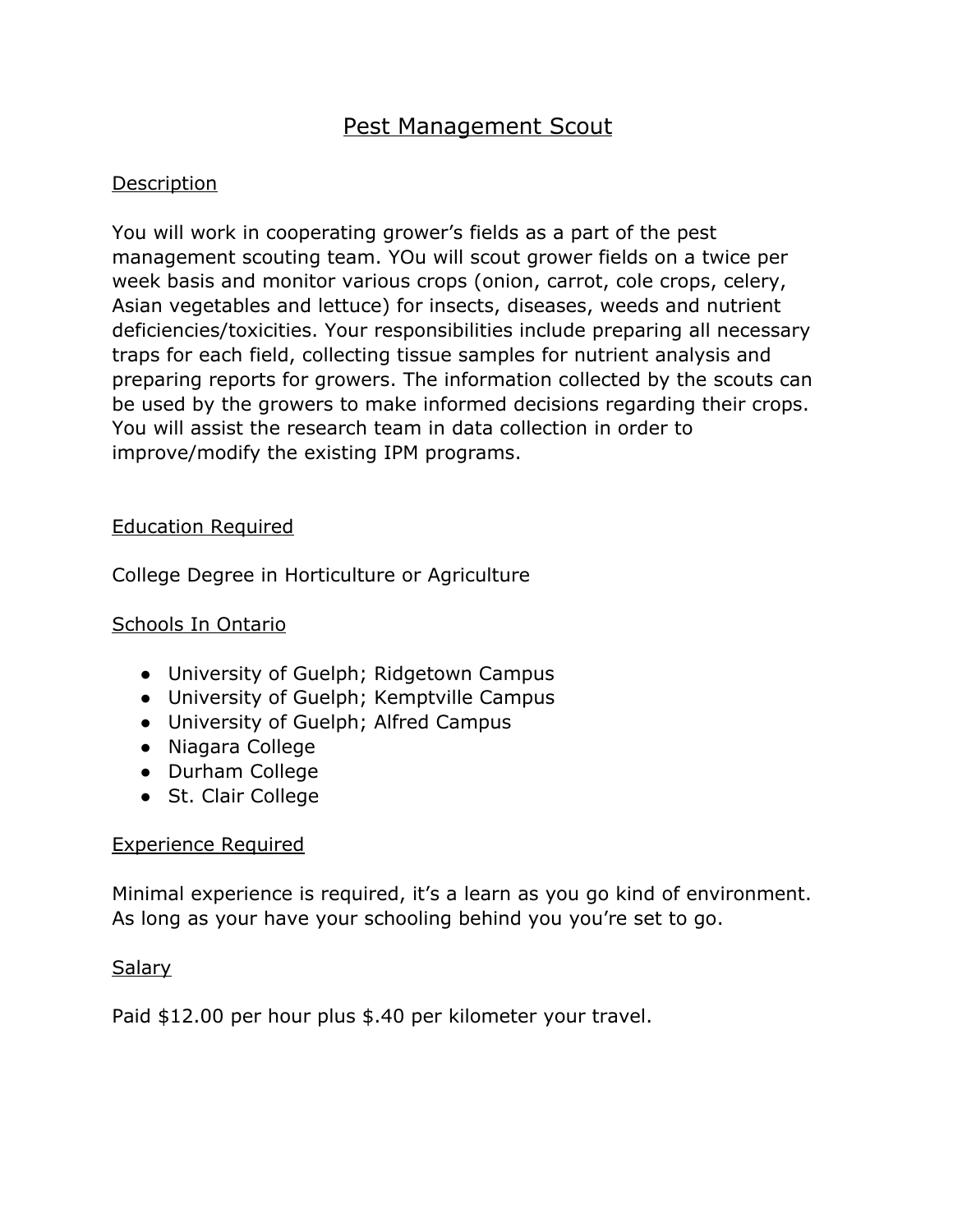# Pest Management Scout

## Description

You will work in cooperating grower's fields as a part of the pest management scouting team. YOu will scout grower fields on a twice per week basis and monitor various crops (onion, carrot, cole crops, celery, Asian vegetables and lettuce) for insects, diseases, weeds and nutrient deficiencies/toxicities. Your responsibilities include preparing all necessary traps for each field, collecting tissue samples for nutrient analysis and preparing reports for growers. The information collected by the scouts can be used by the growers to make informed decisions regarding their crops. You will assist the research team in data collection in order to improve/modify the existing IPM programs.

## Education Required

College Degree in Horticulture or Agriculture

## Schools In Ontario

- University of Guelph; Ridgetown Campus
- University of Guelph; Kemptville Campus
- University of Guelph; Alfred Campus
- Niagara College
- Durham College
- St. Clair College

## Experience Required

Minimal experience is required, it's a learn as you go kind of environment. As long as your have your schooling behind you you're set to go.

## Salary

Paid $12.00 per hour plus $.40 per kilometer your travel.